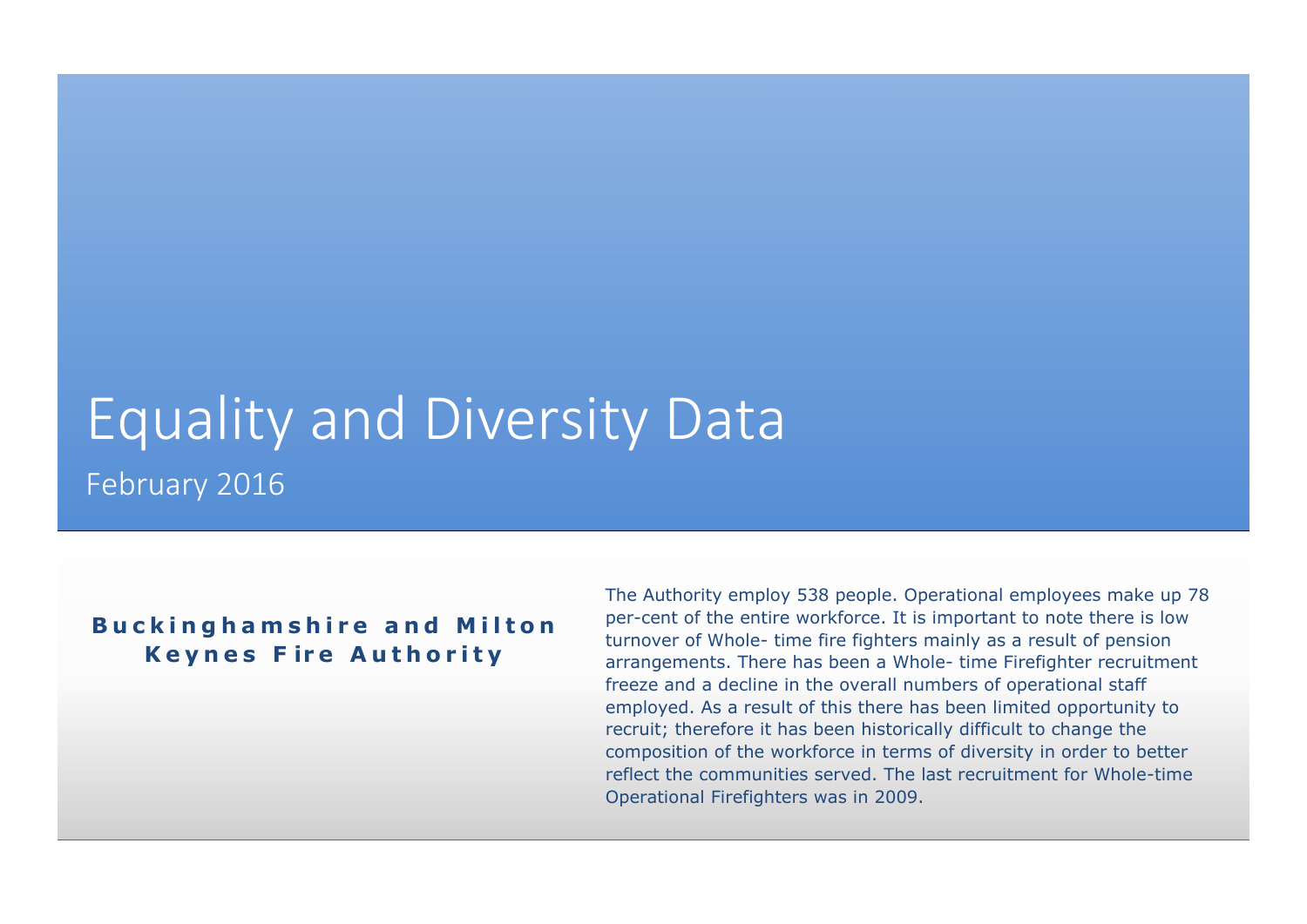# Equality and Diversity Data

February 2016

**Buckinghamshire and Milton Keynes Fire Authority**

The Authority employ 538 people. Operational employees make up 78 per-cent of the entire workforce. It is important to note there is low turnover of Whole- time fire fighters mainly as a result of pension arrangements. There has been a Whole- time Firefighter recruitment freeze and a decline in the overall numbers of operational staff employed. As a result of this there has been limited opportunity to recruit; therefore it has been historically difficult to change the composition of the workforce in terms of diversity in order to better reflect the communities served. The last recruitment for Whole-time Operational Firefighters was in 2009.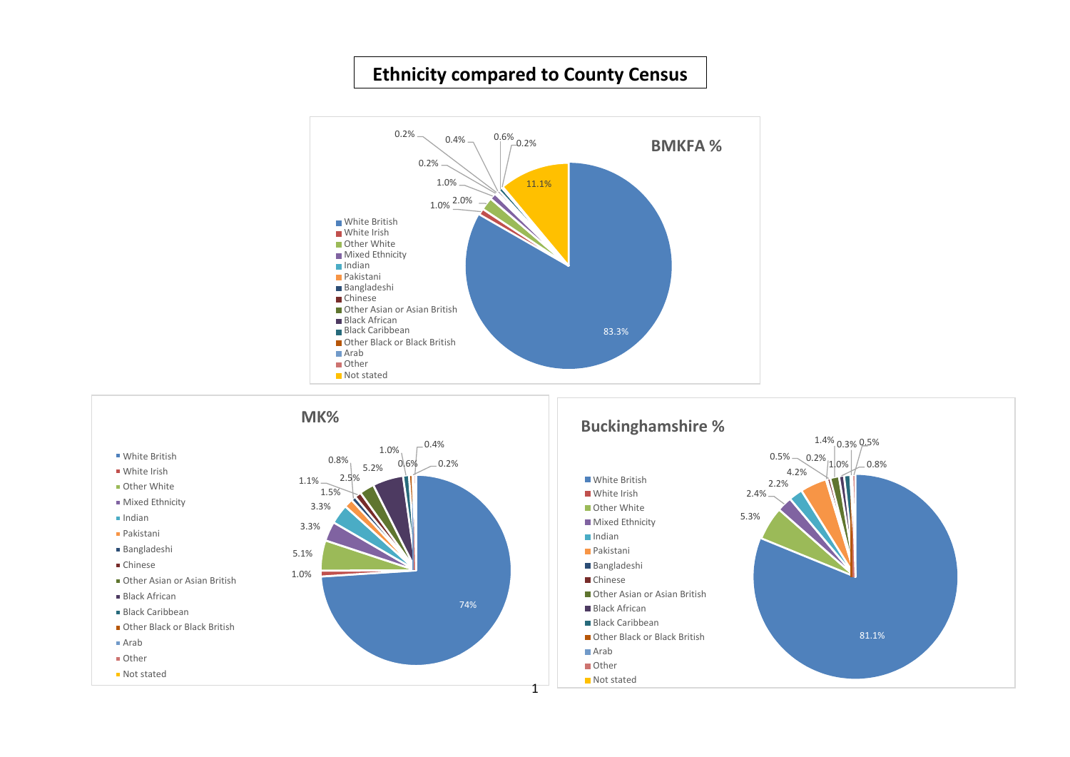# Ethnicity compared to County Census

## BMKFA %

- White British
- White Irish
- Other White
- Mixed Ethnicity
- Indian
- Pakistani
- Bangladeshi
- Chinese
- Other Asian or Asian British
- Black African
- Black Caribbean
- Other Black or Black British
- Arab
- Other
- Not stated

83.3%, 11.1%, 2.0%, 1.0%, 1.0%, 0.2%, 0.2%, 0.4%, 0.6%, 0.2%

## MK%

- White British
- White Irish
- Other White
- Mixed Ethnicity
- Indian
- Pakistani
- Bangladeshi
- Chinese
- Other Asian or Asian British
- Black African
- Black Caribbean
- Other Black or Black British
- Arab
- Other
- Not stated

74%, 1.0%, 5.1%, 3.3%, 3.3%, 1.5%, 1.1%, 0.8%, 2.5%, 5.2%, 1.0%, 0.6%, 0.4%, 0.2%

## Buckinghamshire %

- White British
- White Irish
- Other White
- Mixed Ethnicity
- Indian
- Pakistani
- Bangladeshi
- Chinese
- Other Asian or Asian British
- Black African
- Black Caribbean
- Other Black or Black British
- Arab
- Other
- Not stated

81.1%, 5.3%, 2.4%, 2.2%, 4.2%, 0.5%, 0.2%, 1.4%, 1.0%, 0.3%, 0.5%, 0.8%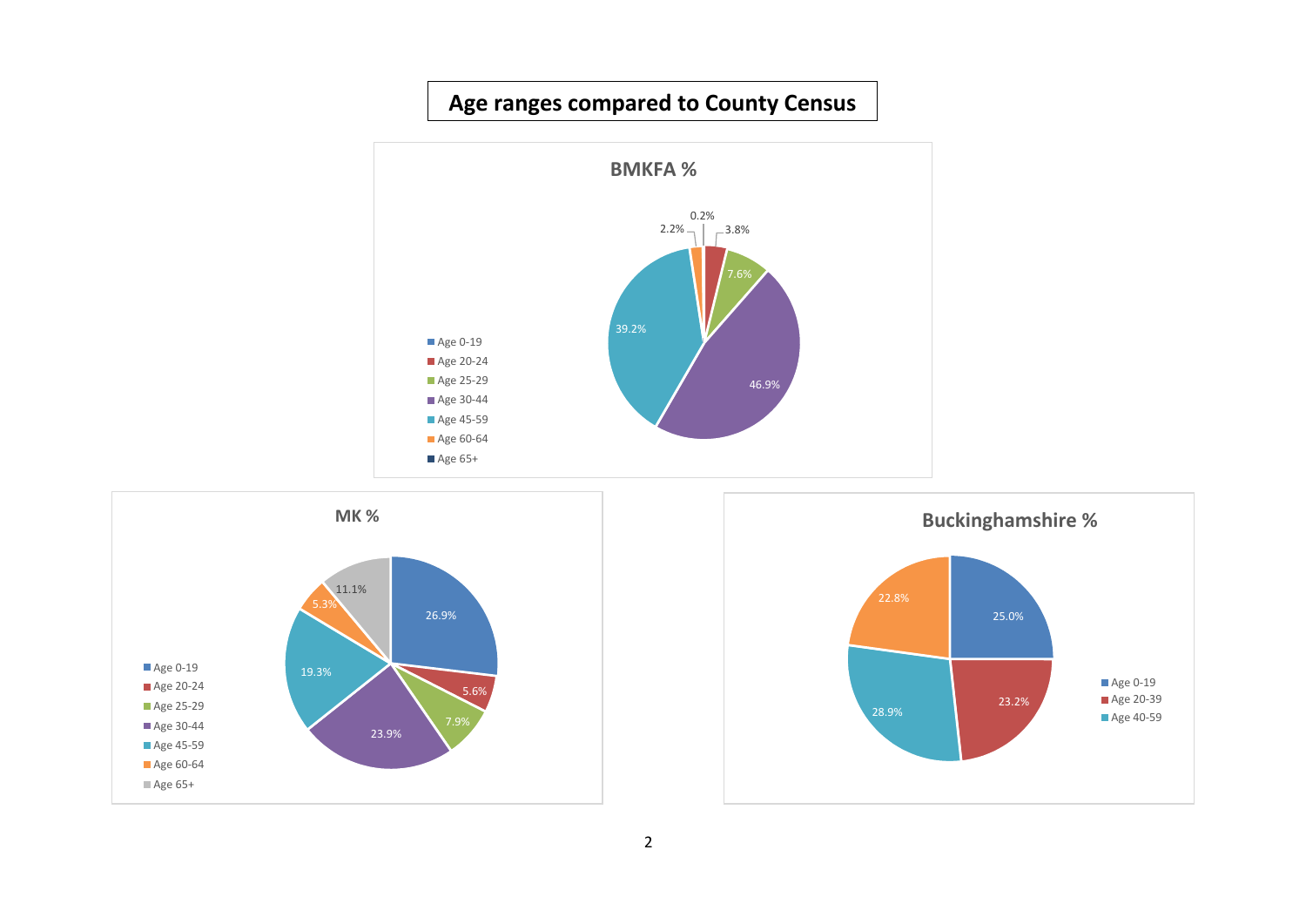# Age ranges compared to County Census

**BMKFA %**

| Age range | % |
|---|---|
| Age 0-19 | 0.2% |
| Age 20-24 | 3.8% |
| Age 25-29 | 7.6% |
| Age 30-44 | 46.9% |
| Age 45-59 | 39.2% |
| Age 60-64 | 2.2% |
| Age 65+ | |

**MK %**

| Age range | % |
|---|---|
| Age 0-19 | 26.9% |
| Age 20-24 | 5.6% |
| Age 25-29 | 7.9% |
| Age 30-44 | 23.9% |
| Age 45-59 | 19.3% |
| Age 60-64 | 5.3% |
| Age 65+ | 11.1% |

**Buckinghamshire %**

| Age range | % |
|---|---|
| Age 0-19 | 25.0% |
| Age 20-39 | 23.2% |
| Age 40-59 | 28.9% |
| | 22.8% |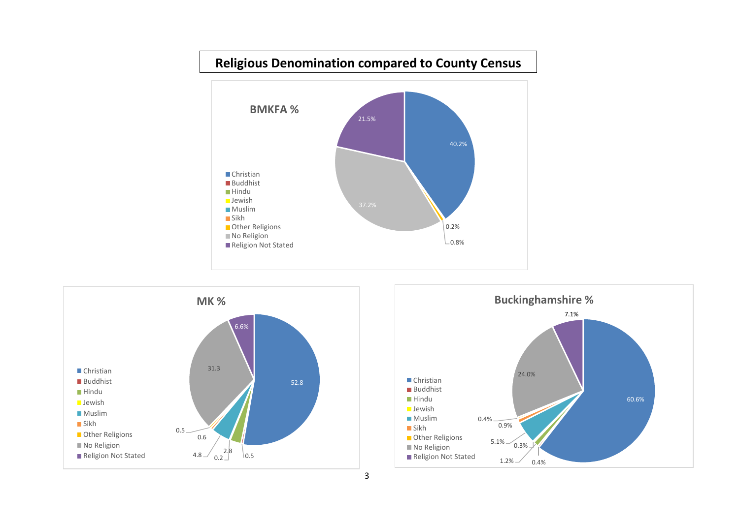# Religious Denomination compared to County Census

**BMKFA %**

- Christian
- Buddhist
- Hindu
- Jewish
- Muslim
- Sikh
- Other Religions
- No Religion
- Religion Not Stated

40.2%, 0.2%, 0.8%, 37.2%, 21.5%

**MK %**

- Christian
- Buddhist
- Hindu
- Jewish
- Muslim
- Sikh
- Other Religions
- No Religion
- Religion Not Stated

52.8, 0.5, 2.8, 0.2, 4.8, 0.6, 0.5, 31.3, 6.6

**Buckinghamshire %**

- Christian
- Buddhist
- Hindu
- Jewish
- Muslim
- Sikh
- Other Religions
- No Religion
- Religion Not Stated

60.6%, 0.4%, 1.2%, 0.3%, 5.1%, 0.9%, 0.4%, 24.0%, 7.1%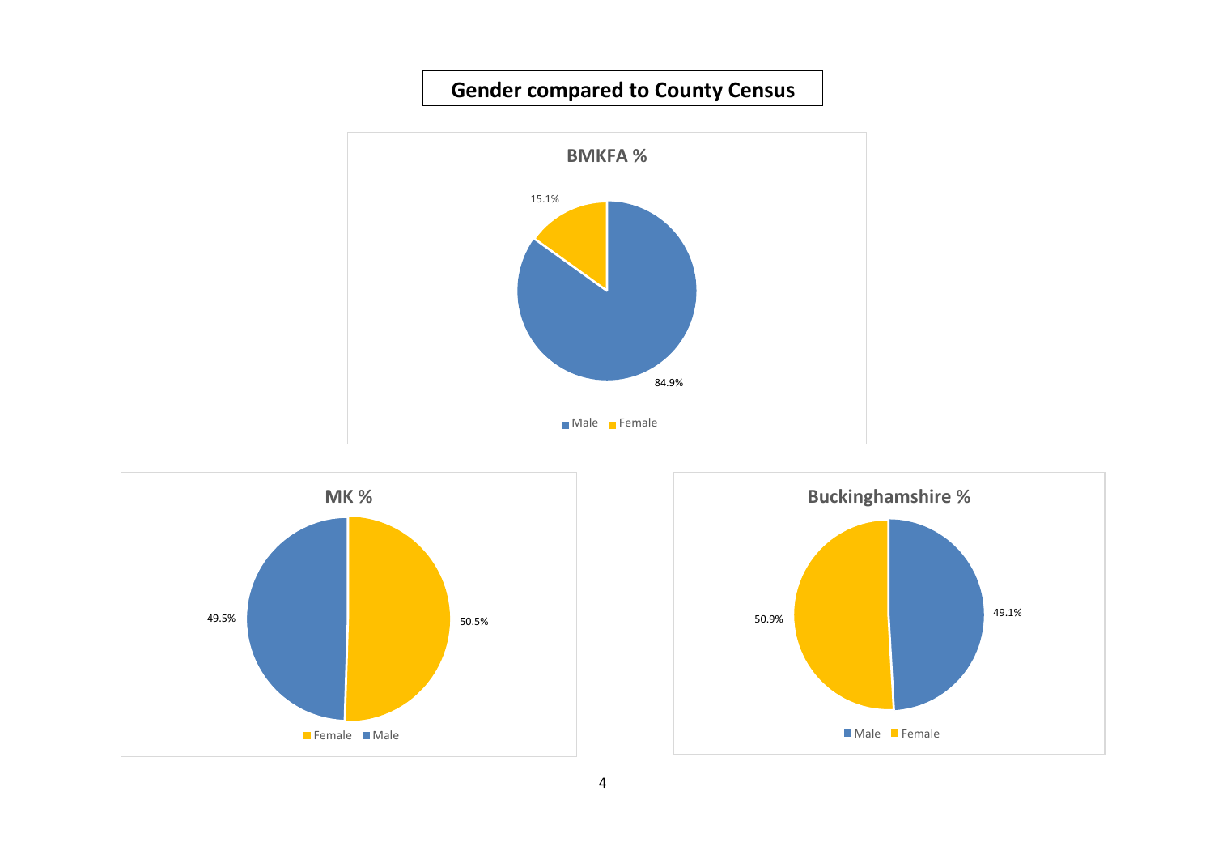## Gender compared to County Census

**BMKFA %**

| | % |
|---|---|
| Male | 84.9% |
| Female | 15.1% |

**MK %**

| | % |
|---|---|
| Female | 50.5% |
| Male | 49.5% |

**Buckinghamshire %**

| | % |
|---|---|
| Male | 49.1% |
| Female | 50.9% |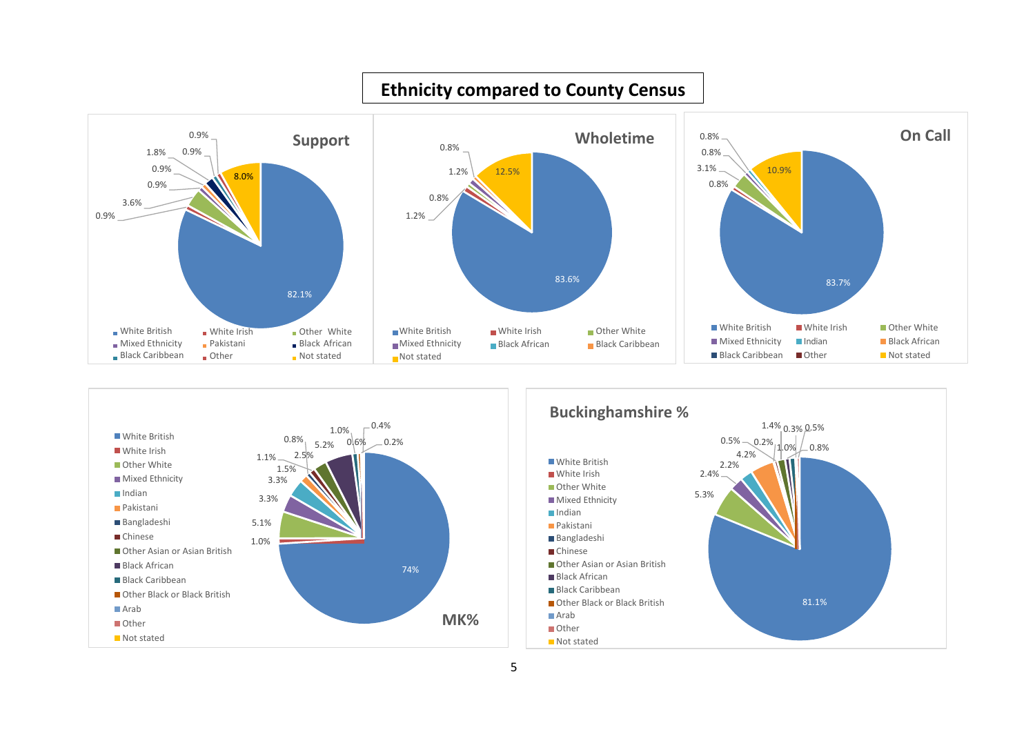# Ethnicity compared to County Census

## Support

- White British
- White Irish
- Other White
- Mixed Ethnicity
- Pakistani
- Black African
- Black Caribbean
- Other
- Not stated

82.1%, 0.9%, 3.6%, 0.9%, 0.9%, 1.8%, 0.9%, 0.9%, 8.0%

## Wholetime

- White British
- White Irish
- Other White
- Mixed Ethnicity
- Black African
- Black Caribbean
- Not stated

83.6%, 1.2%, 0.8%, 1.2%, 0.8%, 12.5%

## On Call

- White British
- White Irish
- Other White
- Mixed Ethnicity
- Indian
- Black African
- Black Caribbean
- Other
- Not stated

83.7%, 0.8%, 3.1%, 0.8%, 0.8%, 10.9%

## MK%

- White British
- White Irish
- Other White
- Mixed Ethnicity
- Indian
- Pakistani
- Bangladeshi
- Chinese
- Other Asian or Asian British
- Black African
- Black Caribbean
- Other Black or Black British
- Arab
- Other
- Not stated

74%, 1.0%, 5.1%, 3.3%, 3.3%, 1.5%, 1.1%, 0.8%, 2.5%, 5.2%, 1.0%, 0.6%, 0.4%, 0.2%

## Buckinghamshire %

- White British
- White Irish
- Other White
- Mixed Ethnicity
- Indian
- Pakistani
- Bangladeshi
- Chinese
- Other Asian or Asian British
- Black African
- Black Caribbean
- Other Black or Black British
- Arab
- Other
- Not stated

81.1%, 5.3%, 2.4%, 2.2%, 4.2%, 0.5%, 0.2%, 1.4%, 0.3%, 1.0%, 0.5%, 0.8%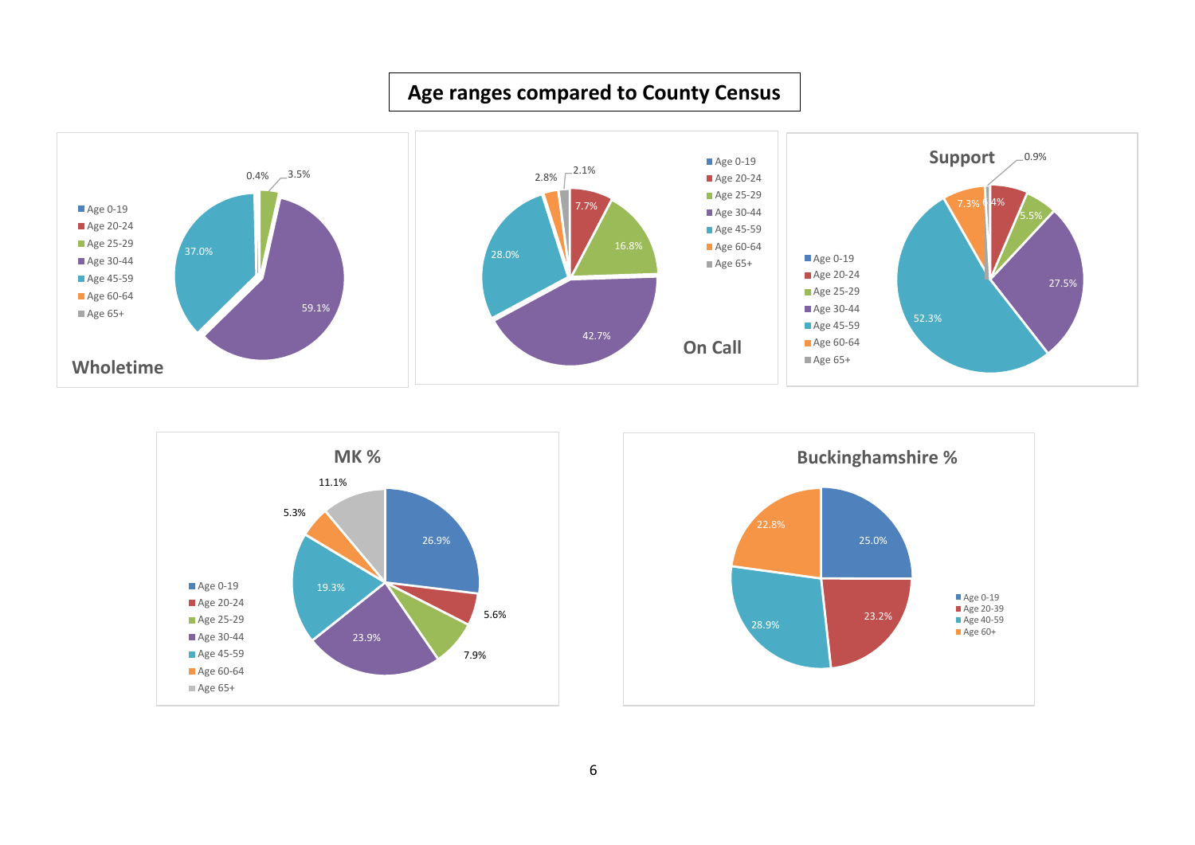# Age ranges compared to County Census

## Wholetime

| Age range | % |
| --- | --- |
| Age 0-19 | |
| Age 20-24 | |
| Age 25-29 | 3.5% |
| Age 30-44 | 59.1% |
| Age 45-59 | 37.0% |
| Age 60-64 | |
| Age 65+ | 0.4% |

## On Call

| Age range | % |
| --- | --- |
| Age 0-19 | |
| Age 20-24 | 7.7% |
| Age 25-29 | 16.8% |
| Age 30-44 | 42.7% |
| Age 45-59 | 28.0% |
| Age 60-64 | 2.8% |
| Age 65+ | 2.1% |

## Support

| Age range | % |
| --- | --- |
| Age 0-19 | |
| Age 20-24 | 6.4% |
| Age 25-29 | 5.5% |
| Age 30-44 | 27.5% |
| Age 45-59 | 52.3% |
| Age 60-64 | 7.3% |
| Age 65+ | 0.9% |

## MK %

| Age range | % |
| --- | --- |
| Age 0-19 | 26.9% |
| Age 20-24 | 5.6% |
| Age 25-29 | 7.9% |
| Age 30-44 | 23.9% |
| Age 45-59 | 19.3% |
| Age 60-64 | 5.3% |
| Age 65+ | 11.1% |

## Buckinghamshire %

| Age range | % |
| --- | --- |
| Age 0-19 | 25.0% |
| Age 20-39 | 23.2% |
| Age 40-59 | 28.9% |
| Age 60+ | 22.8% |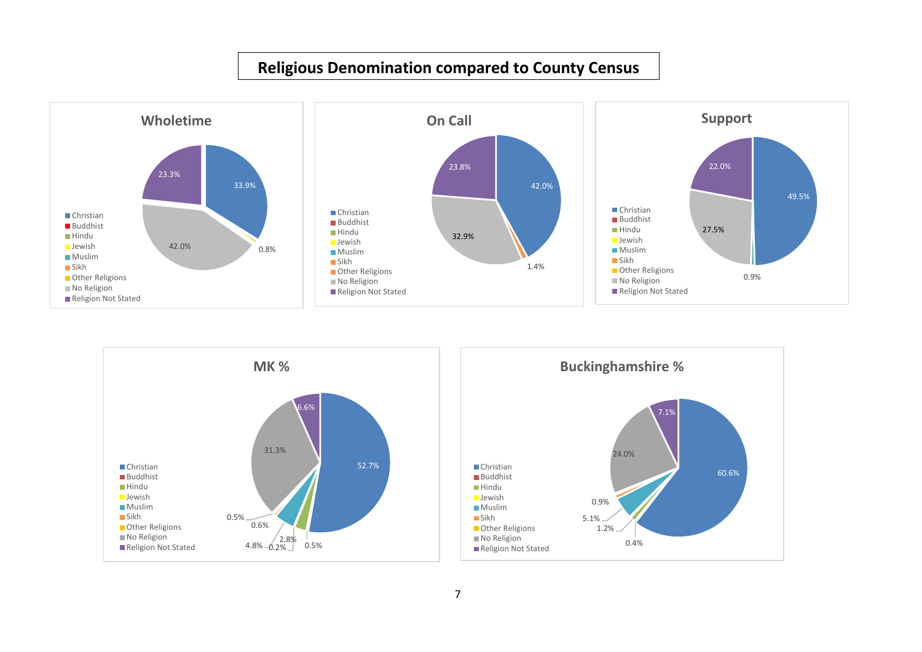# Religious Denomination compared to County Census

## Wholetime

- Christian: 33.9%
- Other Religions: 0.8%
- No Religion: 42.0%
- Religion Not Stated: 23.3%

Legend: Christian, Buddhist, Hindu, Jewish, Muslim, Sikh, Other Religions, No Religion, Religion Not Stated

## On Call

- Christian: 42.0%
- Other Religions: 1.4%
- No Religion: 32.9%
- Religion Not Stated: 23.8%

Legend: Christian, Buddhist, Hindu, Jewish, Muslim, Sikh, Other Religions, No Religion, Religion Not Stated

## Support

- Christian: 49.5%
- Muslim: 0.9%
- No Religion: 27.5%
- Religion Not Stated: 22.0%

Legend: Christian, Buddhist, Hindu, Jewish, Muslim, Sikh, Other Religions, No Religion, Religion Not Stated

## MK %

- Christian: 52.7%
- 0.5%
- 2.8%
- 0.2%
- 4.8%
- 0.6%
- 0.5%
- No Religion: 31.3%
- Religion Not Stated: 6.6%

Legend: Christian, Buddhist, Hindu, Jewish, Muslim, Sikh, Other Religions, No Religion, Religion Not Stated

## Buckinghamshire %

- Christian: 60.6%
- 0.4%
- 1.2%
- 5.1%
- 0.9%
- No Religion: 24.0%
- Religion Not Stated: 7.1%

Legend: Christian, Buddhist, Hindu, Jewish, Muslim, Sikh, Other Religions, No Religion, Religion Not Stated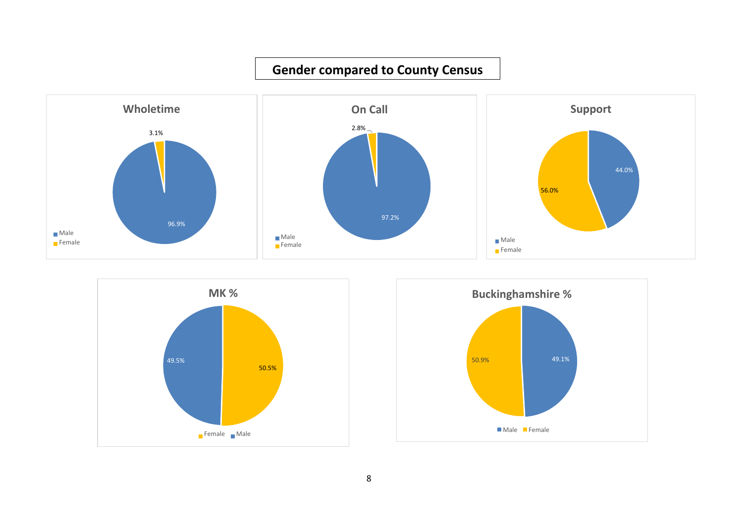# Gender compared to County Census

### Wholetime

| | Percentage |
|---|---|
| Male | 96.9% |
| Female | 3.1% |

### On Call

| | Percentage |
|---|---|
| Male | 97.2% |
| Female | 2.8% |

### Support

| | Percentage |
|---|---|
| Male | 44.0% |
| Female | 56.0% |

### MK %

| | Percentage |
|---|---|
| Female | 50.5% |
| Male | 49.5% |

### Buckinghamshire %

| | Percentage |
|---|---|
| Male | 49.1% |
| Female | 50.9% |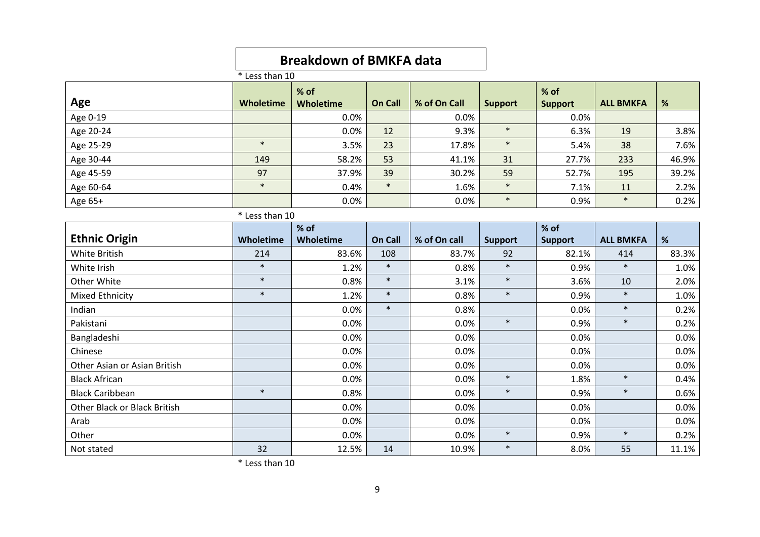## Breakdown of BMKFA data

\* Less than 10

| Age | Wholetime | % of Wholetime | On Call | % of On Call | Support | % of Support | ALL BMKFA | % |
|---|---|---|---|---|---|---|---|---|
| Age 0-19 | | 0.0% | | 0.0% | | 0.0% | | |
| Age 20-24 | | 0.0% | 12 | 9.3% | * | 6.3% | 19 | 3.8% |
| Age 25-29 | * | 3.5% | 23 | 17.8% | * | 5.4% | 38 | 7.6% |
| Age 30-44 | 149 | 58.2% | 53 | 41.1% | 31 | 27.7% | 233 | 46.9% |
| Age 45-59 | 97 | 37.9% | 39 | 30.2% | 59 | 52.7% | 195 | 39.2% |
| Age 60-64 | * | 0.4% | * | 1.6% | * | 7.1% | 11 | 2.2% |
| Age 65+ | | 0.0% | | 0.0% | * | 0.9% | * | 0.2% |

\* Less than 10

| Ethnic Origin | Wholetime | % of Wholetime | On Call | % of On call | Support | % of Support | ALL BMKFA | % |
|---|---|---|---|---|---|---|---|---|
| White British | 214 | 83.6% | 108 | 83.7% | 92 | 82.1% | 414 | 83.3% |
| White Irish | * | 1.2% | * | 0.8% | * | 0.9% | * | 1.0% |
| Other White | * | 0.8% | * | 3.1% | * | 3.6% | 10 | 2.0% |
| Mixed Ethnicity | * | 1.2% | * | 0.8% | * | 0.9% | * | 1.0% |
| Indian | | 0.0% | * | 0.8% | | 0.0% | * | 0.2% |
| Pakistani | | 0.0% | | 0.0% | * | 0.9% | * | 0.2% |
| Bangladeshi | | 0.0% | | 0.0% | | 0.0% | | 0.0% |
| Chinese | | 0.0% | | 0.0% | | 0.0% | | 0.0% |
| Other Asian or Asian British | | 0.0% | | 0.0% | | 0.0% | | 0.0% |
| Black African | | 0.0% | | 0.0% | * | 1.8% | * | 0.4% |
| Black Caribbean | * | 0.8% | | 0.0% | * | 0.9% | * | 0.6% |
| Other Black or Black British | | 0.0% | | 0.0% | | 0.0% | | 0.0% |
| Arab | | 0.0% | | 0.0% | | 0.0% | | 0.0% |
| Other | | 0.0% | | 0.0% | * | 0.9% | * | 0.2% |
| Not stated | 32 | 12.5% | 14 | 10.9% | * | 8.0% | 55 | 11.1% |

\* Less than 10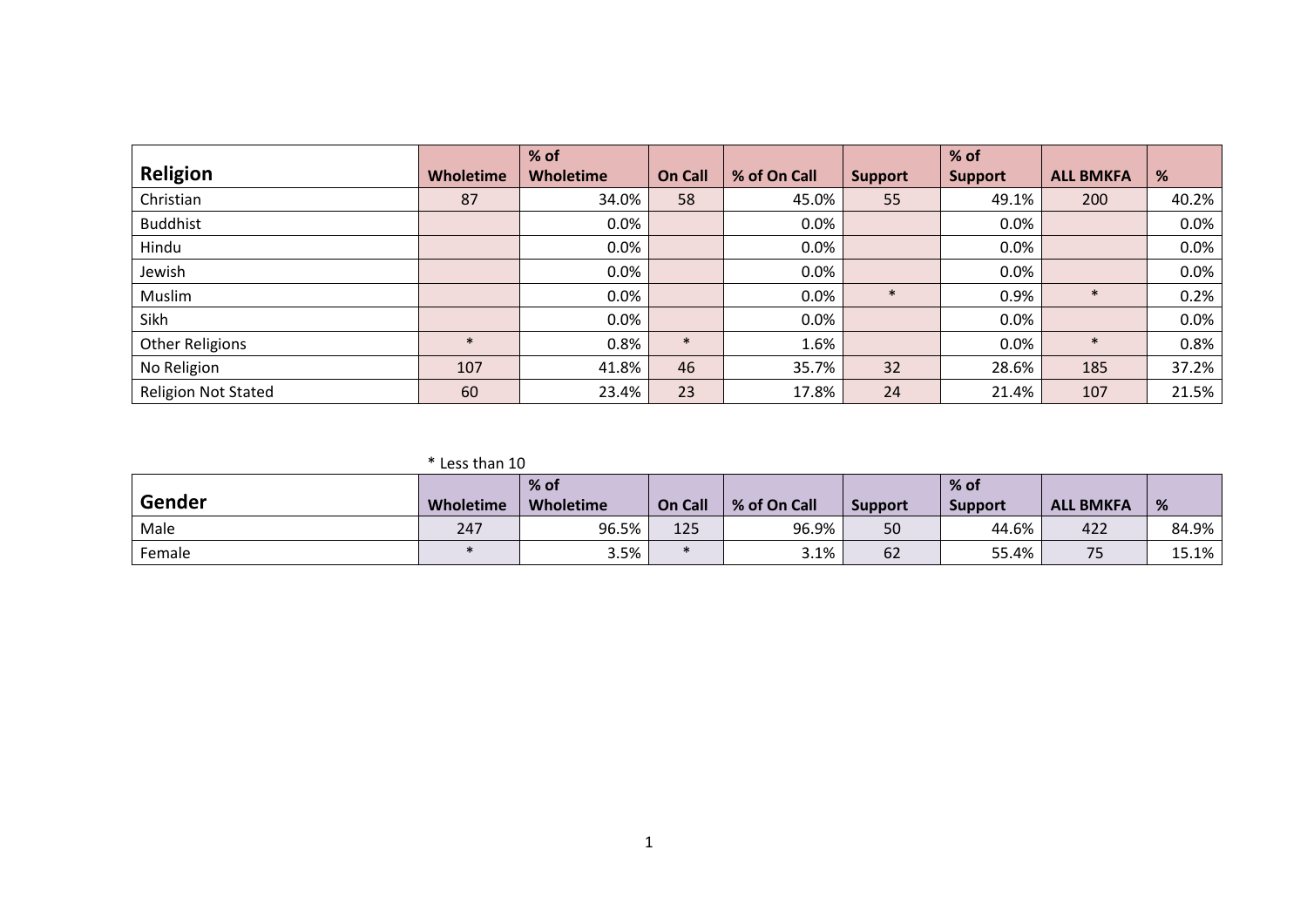| Religion | Wholetime | % of Wholetime | On Call | % of On Call | Support | % of Support | ALL BMKFA | % |
|---|---|---|---|---|---|---|---|---|
| Christian | 87 | 34.0% | 58 | 45.0% | 55 | 49.1% | 200 | 40.2% |
| Buddhist | | 0.0% | | 0.0% | | 0.0% | | 0.0% |
| Hindu | | 0.0% | | 0.0% | | 0.0% | | 0.0% |
| Jewish | | 0.0% | | 0.0% | | 0.0% | | 0.0% |
| Muslim | | 0.0% | | 0.0% | * | 0.9% | * | 0.2% |
| Sikh | | 0.0% | | 0.0% | | 0.0% | | 0.0% |
| Other Religions | * | 0.8% | * | 1.6% | | 0.0% | * | 0.8% |
| No Religion | 107 | 41.8% | 46 | 35.7% | 32 | 28.6% | 185 | 37.2% |
| Religion Not Stated | 60 | 23.4% | 23 | 17.8% | 24 | 21.4% | 107 | 21.5% |

* Less than 10

| Gender | Wholetime | % of Wholetime | On Call | % of On Call | Support | % of Support | ALL BMKFA | % |
|---|---|---|---|---|---|---|---|---|
| Male | 247 | 96.5% | 125 | 96.9% | 50 | 44.6% | 422 | 84.9% |
| Female | * | 3.5% | * | 3.1% | 62 | 55.4% | 75 | 15.1% |